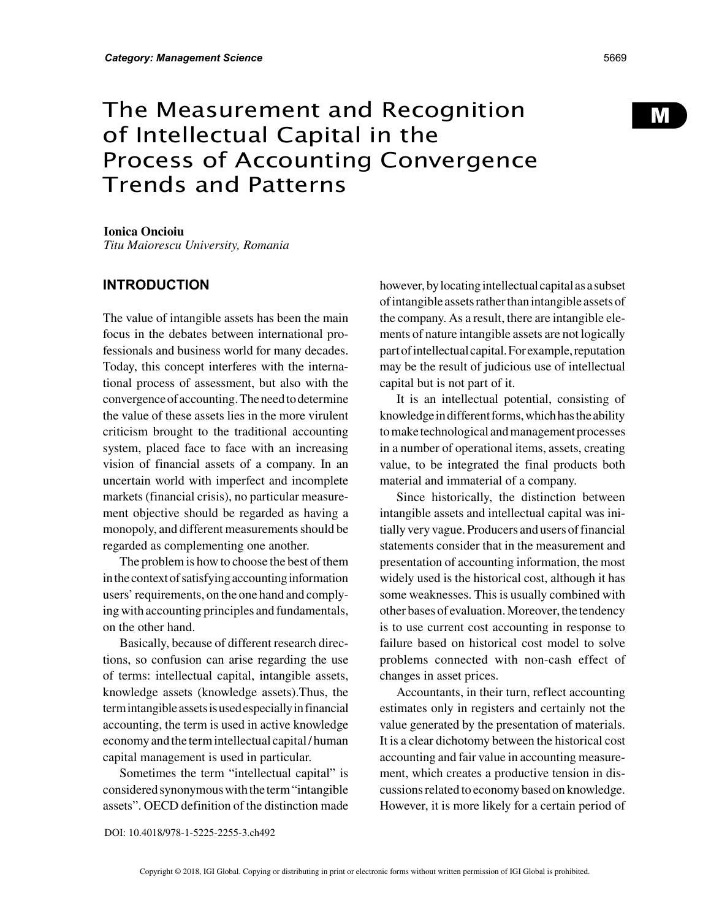# The Measurement and Recognition of Intellectual Capital in the Process of Accounting Convergence Trends and Patterns

**Ionica Oncioiu**
*Titu Maiorescu University, Romania*

## INTRODUCTION

The value of intangible assets has been the main focus in the debates between international professionals and business world for many decades. Today, this concept interferes with the international process of assessment, but also with the convergence of accounting. The need to determine the value of these assets lies in the more virulent criticism brought to the traditional accounting system, placed face to face with an increasing vision of financial assets of a company. In an uncertain world with imperfect and incomplete markets (financial crisis), no particular measurement objective should be regarded as having a monopoly, and different measurements should be regarded as complementing one another.

The problem is how to choose the best of them in the context of satisfying accounting information users' requirements, on the one hand and complying with accounting principles and fundamentals, on the other hand.

Basically, because of different research directions, so confusion can arise regarding the use of terms: intellectual capital, intangible assets, knowledge assets (knowledge assets).Thus, the term intangible assets is used especially in financial accounting, the term is used in active knowledge economy and the term intellectual capital / human capital management is used in particular.

Sometimes the term "intellectual capital" is considered synonymous with the term "intangible assets". OECD definition of the distinction made however, by locating intellectual capital as a subset of intangible assets rather than intangible assets of the company. As a result, there are intangible elements of nature intangible assets are not logically part of intellectual capital. For example, reputation may be the result of judicious use of intellectual capital but is not part of it.

It is an intellectual potential, consisting of knowledge in different forms, which has the ability to make technological and management processes in a number of operational items, assets, creating value, to be integrated the final products both material and immaterial of a company.

Since historically, the distinction between intangible assets and intellectual capital was initially very vague. Producers and users of financial statements consider that in the measurement and presentation of accounting information, the most widely used is the historical cost, although it has some weaknesses. This is usually combined with other bases of evaluation. Moreover, the tendency is to use current cost accounting in response to failure based on historical cost model to solve problems connected with non-cash effect of changes in asset prices.

Accountants, in their turn, reflect accounting estimates only in registers and certainly not the value generated by the presentation of materials. It is a clear dichotomy between the historical cost accounting and fair value in accounting measurement, which creates a productive tension in discussions related to economy based on knowledge. However, it is more likely for a certain period of

DOI: 10.4018/978-1-5225-2255-3.ch492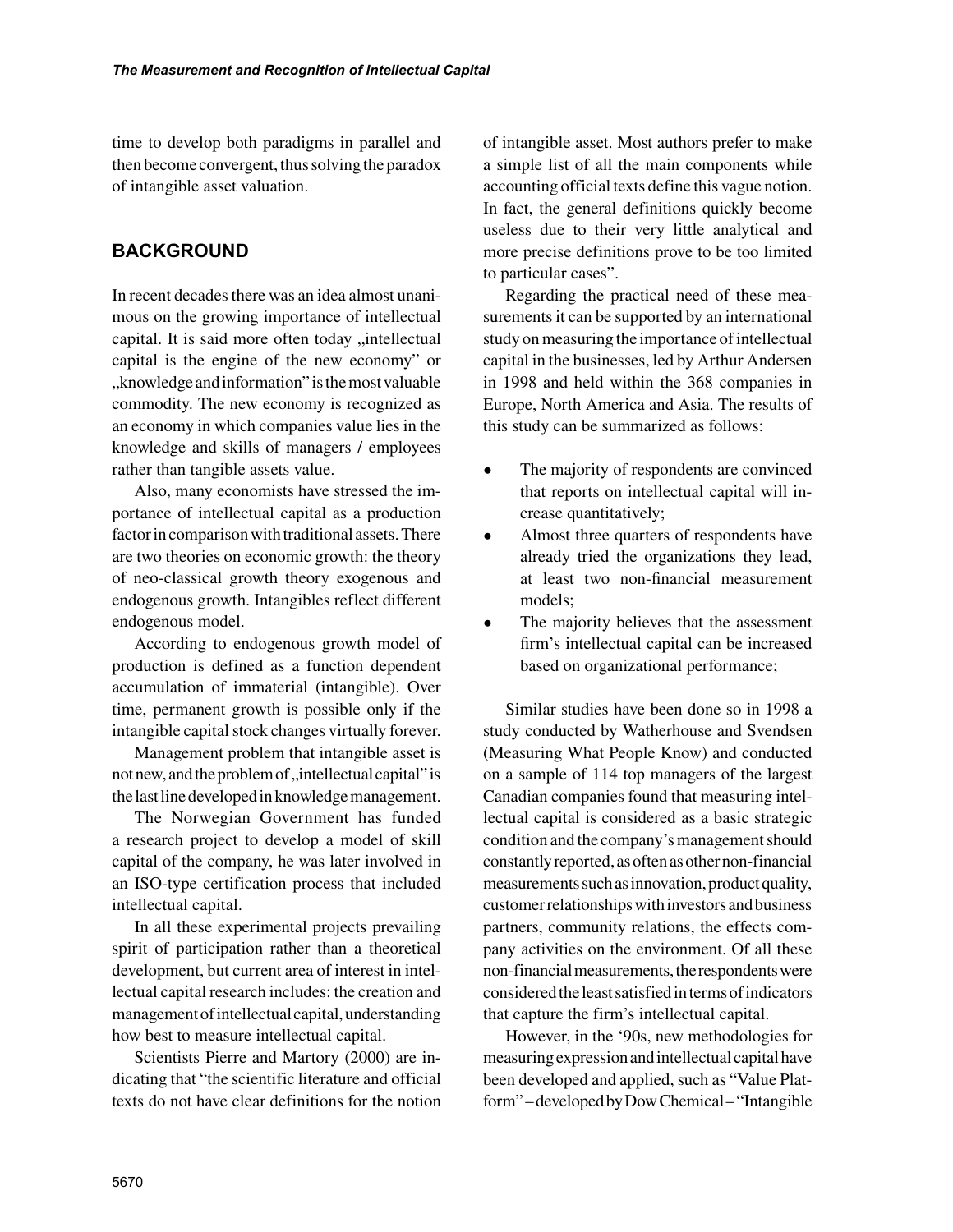time to develop both paradigms in parallel and then become convergent, thus solving the paradox of intangible asset valuation.

## BACKGROUND

In recent decades there was an idea almost unanimous on the growing importance of intellectual capital. It is said more often today „intellectual capital is the engine of the new economy" or „knowledge and information" is the most valuable commodity. The new economy is recognized as an economy in which companies value lies in the knowledge and skills of managers / employees rather than tangible assets value.

Also, many economists have stressed the importance of intellectual capital as a production factor in comparison with traditional assets. There are two theories on economic growth: the theory of neo-classical growth theory exogenous and endogenous growth. Intangibles reflect different endogenous model.

According to endogenous growth model of production is defined as a function dependent accumulation of immaterial (intangible). Over time, permanent growth is possible only if the intangible capital stock changes virtually forever.

Management problem that intangible asset is not new, and the problem of „intellectual capital" is the last line developed in knowledge management.

The Norwegian Government has funded a research project to develop a model of skill capital of the company, he was later involved in an ISO-type certification process that included intellectual capital.

In all these experimental projects prevailing spirit of participation rather than a theoretical development, but current area of interest in intellectual capital research includes: the creation and management of intellectual capital, understanding how best to measure intellectual capital.

Scientists Pierre and Martory (2000) are indicating that "the scientific literature and official texts do not have clear definitions for the notion of intangible asset. Most authors prefer to make a simple list of all the main components while accounting official texts define this vague notion. In fact, the general definitions quickly become useless due to their very little analytical and more precise definitions prove to be too limited to particular cases".

Regarding the practical need of these measurements it can be supported by an international study on measuring the importance of intellectual capital in the businesses, led by Arthur Andersen in 1998 and held within the 368 companies in Europe, North America and Asia. The results of this study can be summarized as follows:

- The majority of respondents are convinced that reports on intellectual capital will increase quantitatively;
- Almost three quarters of respondents have already tried the organizations they lead, at least two non-financial measurement models;
- The majority believes that the assessment firm's intellectual capital can be increased based on organizational performance;

Similar studies have been done so in 1998 a study conducted by Watherhouse and Svendsen (Measuring What People Know) and conducted on a sample of 114 top managers of the largest Canadian companies found that measuring intellectual capital is considered as a basic strategic condition and the company's management should constantly reported, as often as other non-financial measurements such as innovation, product quality, customer relationships with investors and business partners, community relations, the effects company activities on the environment. Of all these non-financial measurements, the respondents were considered the least satisfied in terms of indicators that capture the firm's intellectual capital.

However, in the '90s, new methodologies for measuring expression and intellectual capital have been developed and applied, such as "Value Platform" – developed by Dow Chemical – "Intangible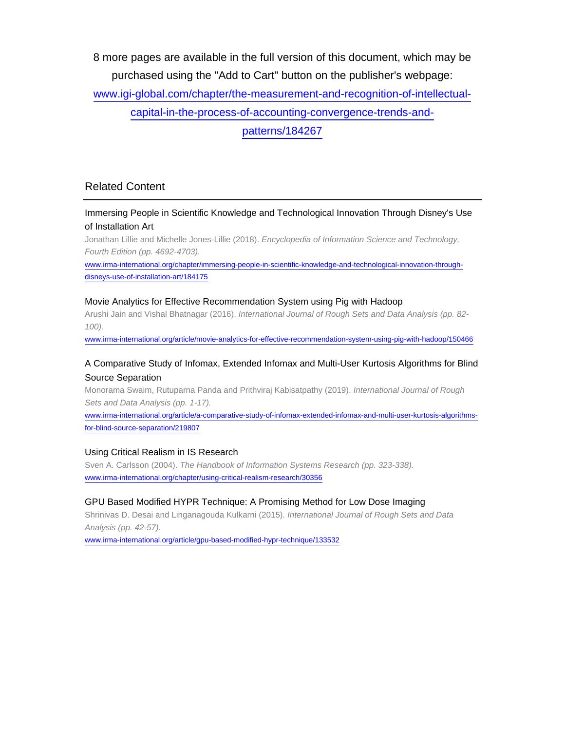8 more pages are available in the full version of this document, which may be purchased using the "Add to Cart" button on the publisher's webpage: www.igi-global.com/chapter/the-measurement-and-recognition-of-intellectual-capital-in-the-process-of-accounting-convergence-trends-and-patterns/184267

## Related Content

Immersing People in Scientific Knowledge and Technological Innovation Through Disney's Use of Installation Art

Jonathan Lillie and Michelle Jones-Lillie (2018). *Encyclopedia of Information Science and Technology, Fourth Edition (pp. 4692-4703).*

www.irma-international.org/chapter/immersing-people-in-scientific-knowledge-and-technological-innovation-through-disneys-use-of-installation-art/184175

Movie Analytics for Effective Recommendation System using Pig with Hadoop

Arushi Jain and Vishal Bhatnagar (2016). *International Journal of Rough Sets and Data Analysis (pp. 82-100).*

www.irma-international.org/article/movie-analytics-for-effective-recommendation-system-using-pig-with-hadoop/150466

A Comparative Study of Infomax, Extended Infomax and Multi-User Kurtosis Algorithms for Blind Source Separation

Monorama Swaim, Rutuparna Panda and Prithviraj Kabisatpathy (2019). *International Journal of Rough Sets and Data Analysis (pp. 1-17).*

www.irma-international.org/article/a-comparative-study-of-infomax-extended-infomax-and-multi-user-kurtosis-algorithms-for-blind-source-separation/219807

Using Critical Realism in IS Research

Sven A. Carlsson (2004). *The Handbook of Information Systems Research (pp. 323-338).*

www.irma-international.org/chapter/using-critical-realism-research/30356

GPU Based Modified HYPR Technique: A Promising Method for Low Dose Imaging

Shrinivas D. Desai and Linganagouda Kulkarni (2015). *International Journal of Rough Sets and Data Analysis (pp. 42-57).*

www.irma-international.org/article/gpu-based-modified-hypr-technique/133532